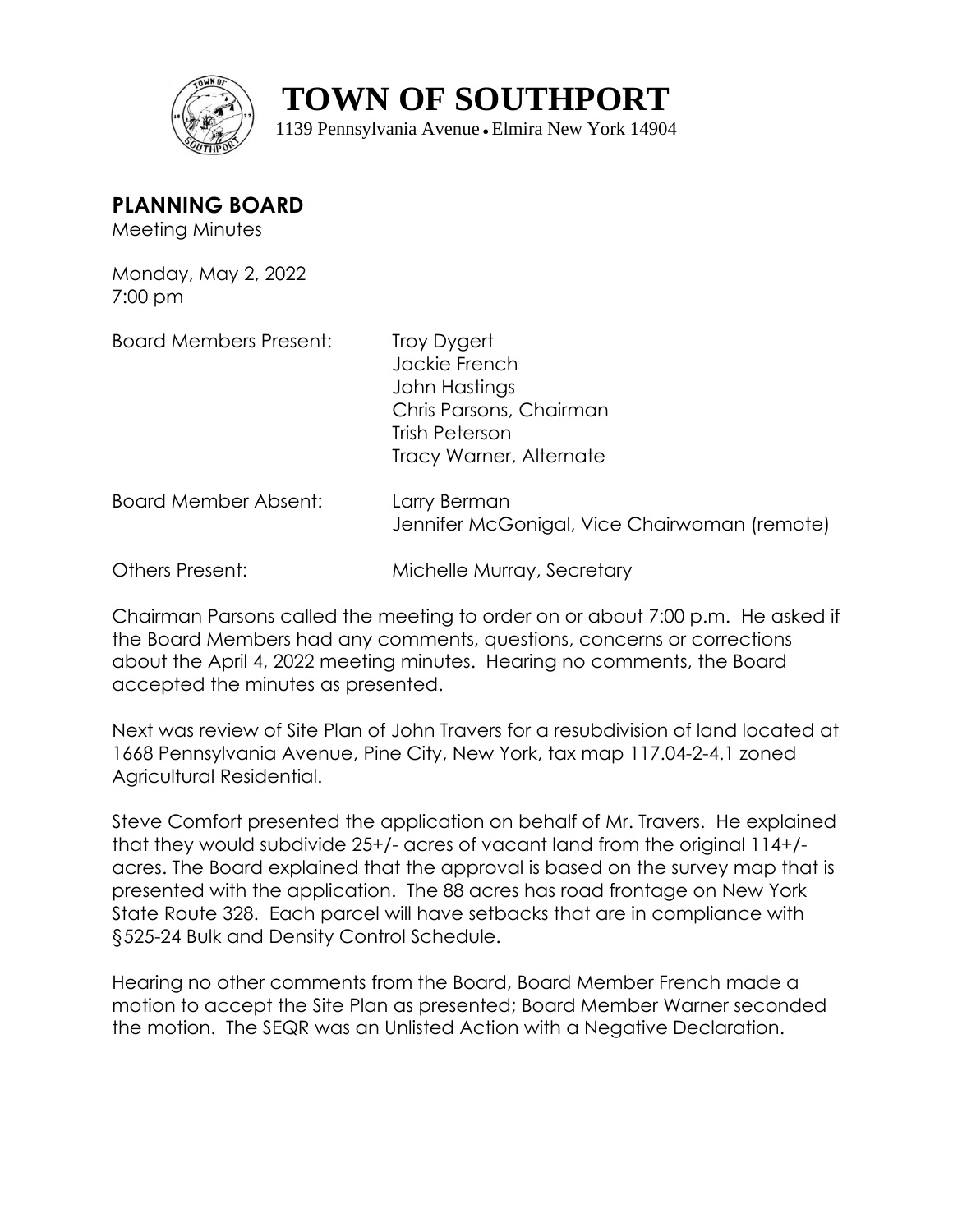# TOWN OF SOUTHPORT

1139 Pennsylvania Avenue • Elmira New York 14904

## PLANNING BOARD

Meeting Minutes

Monday, May 2, 2022
7:00 pm

| | |
|---|---|
| Board Members Present: | Troy Dygert<br>Jackie French<br>John Hastings<br>Chris Parsons, Chairman<br>Trish Peterson<br>Tracy Warner, Alternate |
| Board Member Absent: | Larry Berman<br>Jennifer McGonigal, Vice Chairwoman (remote) |
| Others Present: | Michelle Murray, Secretary |

Chairman Parsons called the meeting to order on or about 7:00 p.m. He asked if the Board Members had any comments, questions, concerns or corrections about the April 4, 2022 meeting minutes. Hearing no comments, the Board accepted the minutes as presented.

Next was review of Site Plan of John Travers for a resubdivision of land located at 1668 Pennsylvania Avenue, Pine City, New York, tax map 117.04-2-4.1 zoned Agricultural Residential.

Steve Comfort presented the application on behalf of Mr. Travers. He explained that they would subdivide 25+/- acres of vacant land from the original 114+/- acres. The Board explained that the approval is based on the survey map that is presented with the application. The 88 acres has road frontage on New York State Route 328. Each parcel will have setbacks that are in compliance with §525-24 Bulk and Density Control Schedule.

Hearing no other comments from the Board, Board Member French made a motion to accept the Site Plan as presented; Board Member Warner seconded the motion. The SEQR was an Unlisted Action with a Negative Declaration.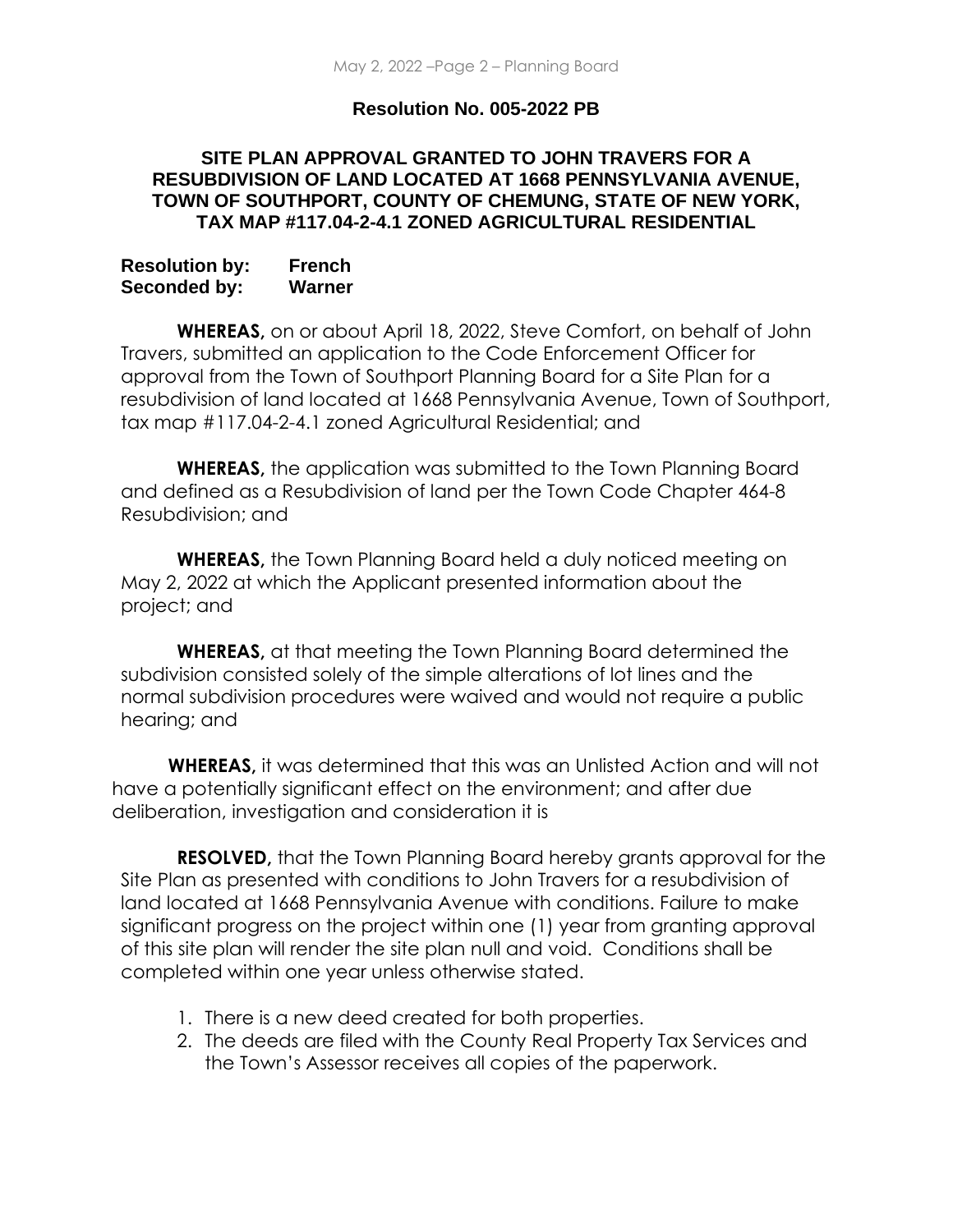## Resolution No. 005-2022 PB

### SITE PLAN APPROVAL GRANTED TO JOHN TRAVERS FOR A RESUBDIVISION OF LAND LOCATED AT 1668 PENNSYLVANIA AVENUE, TOWN OF SOUTHPORT, COUNTY OF CHEMUNG, STATE OF NEW YORK, TAX MAP #117.04-2-4.1 ZONED AGRICULTURAL RESIDENTIAL

**Resolution by:** **French**
**Seconded by:** **Warner**

**WHEREAS,** on or about April 18, 2022, Steve Comfort, on behalf of John Travers, submitted an application to the Code Enforcement Officer for approval from the Town of Southport Planning Board for a Site Plan for a resubdivision of land located at 1668 Pennsylvania Avenue, Town of Southport, tax map #117.04-2-4.1 zoned Agricultural Residential; and

**WHEREAS,** the application was submitted to the Town Planning Board and defined as a Resubdivision of land per the Town Code Chapter 464-8 Resubdivision; and

**WHEREAS,** the Town Planning Board held a duly noticed meeting on May 2, 2022 at which the Applicant presented information about the project; and

**WHEREAS,** at that meeting the Town Planning Board determined the subdivision consisted solely of the simple alterations of lot lines and the normal subdivision procedures were waived and would not require a public hearing; and

**WHEREAS,** it was determined that this was an Unlisted Action and will not have a potentially significant effect on the environment; and after due deliberation, investigation and consideration it is

**RESOLVED,** that the Town Planning Board hereby grants approval for the Site Plan as presented with conditions to John Travers for a resubdivision of land located at 1668 Pennsylvania Avenue with conditions. Failure to make significant progress on the project within one (1) year from granting approval of this site plan will render the site plan null and void. Conditions shall be completed within one year unless otherwise stated.

1. There is a new deed created for both properties.
2. The deeds are filed with the County Real Property Tax Services and the Town's Assessor receives all copies of the paperwork.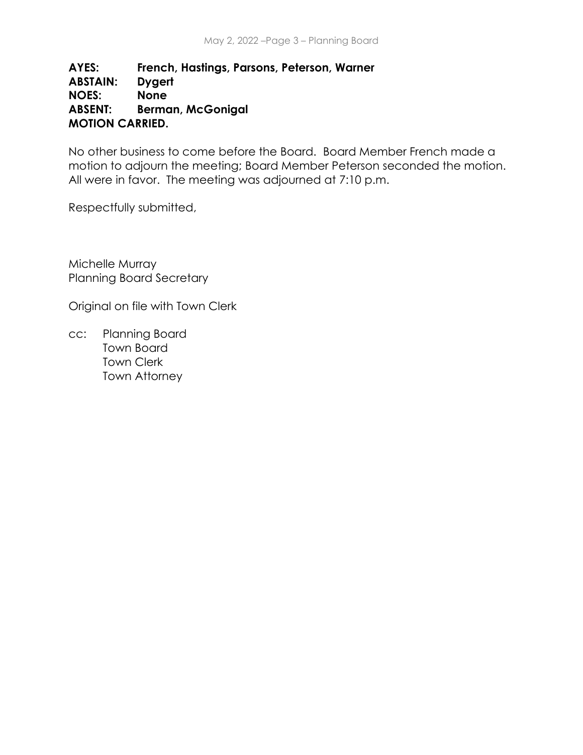**AYES: French, Hastings, Parsons, Peterson, Warner**
**ABSTAIN: Dygert**
**NOES: None**
**ABSENT: Berman, McGonigal**
**MOTION CARRIED.**

No other business to come before the Board. Board Member French made a motion to adjourn the meeting; Board Member Peterson seconded the motion. All were in favor. The meeting was adjourned at 7:10 p.m.

Respectfully submitted,

Michelle Murray
Planning Board Secretary

Original on file with Town Clerk

cc: Planning Board
Town Board
Town Clerk
Town Attorney